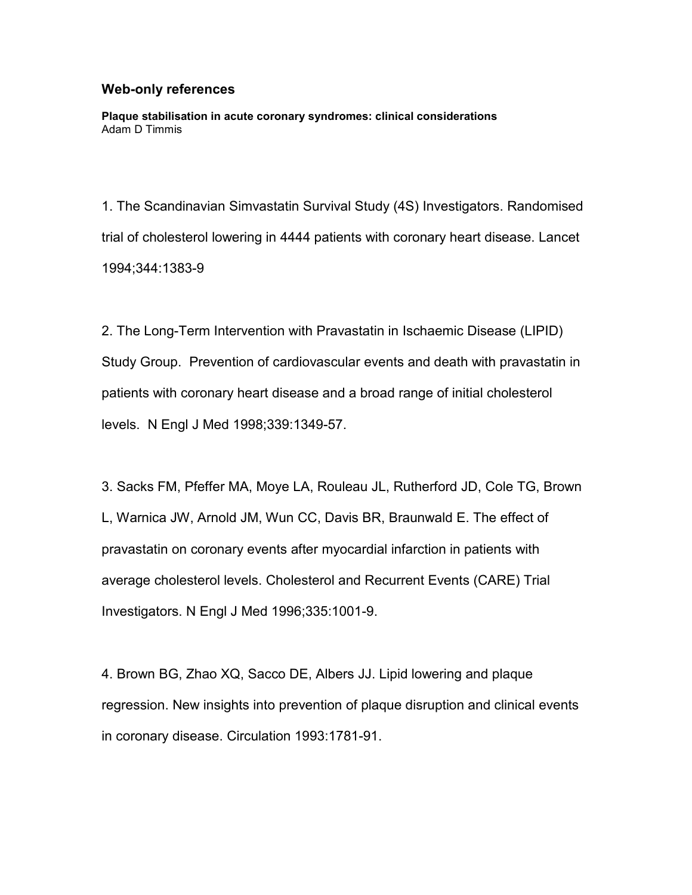## Web-only references

**Plaque stabilisation in acute coronary syndromes: clinical considerations**
Adam D Timmis

1. The Scandinavian Simvastatin Survival Study (4S) Investigators. Randomised trial of cholesterol lowering in 4444 patients with coronary heart disease. Lancet 1994;344:1383-9

2. The Long-Term Intervention with Pravastatin in Ischaemic Disease (LIPID) Study Group. Prevention of cardiovascular events and death with pravastatin in patients with coronary heart disease and a broad range of initial cholesterol levels. N Engl J Med 1998;339:1349-57.

3. Sacks FM, Pfeffer MA, Moye LA, Rouleau JL, Rutherford JD, Cole TG, Brown L, Warnica JW, Arnold JM, Wun CC, Davis BR, Braunwald E. The effect of pravastatin on coronary events after myocardial infarction in patients with average cholesterol levels. Cholesterol and Recurrent Events (CARE) Trial Investigators. N Engl J Med 1996;335:1001-9.

4. Brown BG, Zhao XQ, Sacco DE, Albers JJ. Lipid lowering and plaque regression. New insights into prevention of plaque disruption and clinical events in coronary disease. Circulation 1993:1781-91.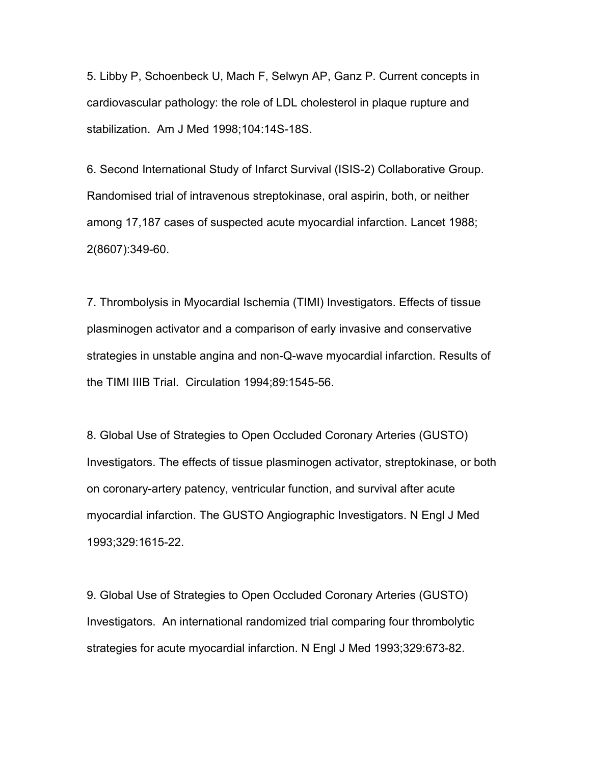5. Libby P, Schoenbeck U, Mach F, Selwyn AP, Ganz P. Current concepts in cardiovascular pathology: the role of LDL cholesterol in plaque rupture and stabilization. Am J Med 1998;104:14S-18S.

6. Second International Study of Infarct Survival (ISIS-2) Collaborative Group. Randomised trial of intravenous streptokinase, oral aspirin, both, or neither among 17,187 cases of suspected acute myocardial infarction. Lancet 1988; 2(8607):349-60.

7. Thrombolysis in Myocardial Ischemia (TIMI) Investigators. Effects of tissue plasminogen activator and a comparison of early invasive and conservative strategies in unstable angina and non-Q-wave myocardial infarction. Results of the TIMI IIIB Trial. Circulation 1994;89:1545-56.

8. Global Use of Strategies to Open Occluded Coronary Arteries (GUSTO) Investigators. The effects of tissue plasminogen activator, streptokinase, or both on coronary-artery patency, ventricular function, and survival after acute myocardial infarction. The GUSTO Angiographic Investigators. N Engl J Med 1993;329:1615-22.

9. Global Use of Strategies to Open Occluded Coronary Arteries (GUSTO) Investigators. An international randomized trial comparing four thrombolytic strategies for acute myocardial infarction. N Engl J Med 1993;329:673-82.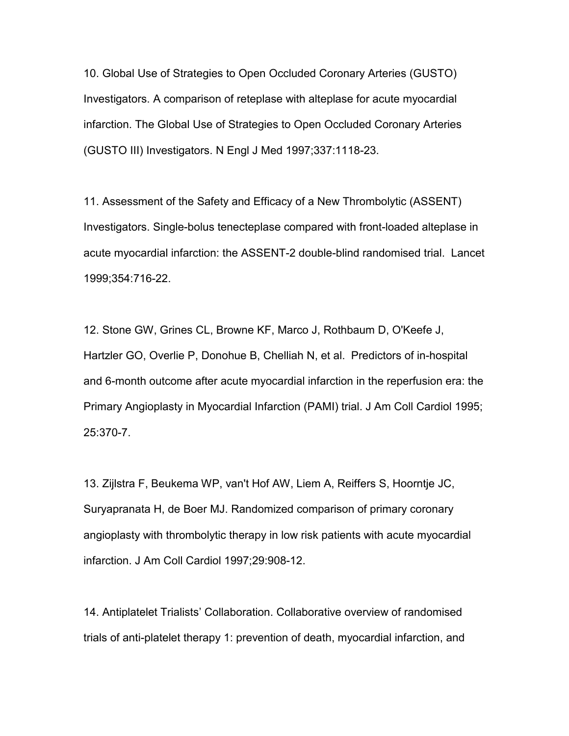10. Global Use of Strategies to Open Occluded Coronary Arteries (GUSTO) Investigators. A comparison of reteplase with alteplase for acute myocardial infarction. The Global Use of Strategies to Open Occluded Coronary Arteries (GUSTO III) Investigators. N Engl J Med 1997;337:1118-23.

11. Assessment of the Safety and Efficacy of a New Thrombolytic (ASSENT) Investigators. Single-bolus tenecteplase compared with front-loaded alteplase in acute myocardial infarction: the ASSENT-2 double-blind randomised trial. Lancet 1999;354:716-22.

12. Stone GW, Grines CL, Browne KF, Marco J, Rothbaum D, O'Keefe J, Hartzler GO, Overlie P, Donohue B, Chelliah N, et al. Predictors of in-hospital and 6-month outcome after acute myocardial infarction in the reperfusion era: the Primary Angioplasty in Myocardial Infarction (PAMI) trial. J Am Coll Cardiol 1995; 25:370-7.

13. Zijlstra F, Beukema WP, van't Hof AW, Liem A, Reiffers S, Hoorntje JC, Suryapranata H, de Boer MJ. Randomized comparison of primary coronary angioplasty with thrombolytic therapy in low risk patients with acute myocardial infarction. J Am Coll Cardiol 1997;29:908-12.

14. Antiplatelet Trialists' Collaboration. Collaborative overview of randomised trials of anti-platelet therapy 1: prevention of death, myocardial infarction, and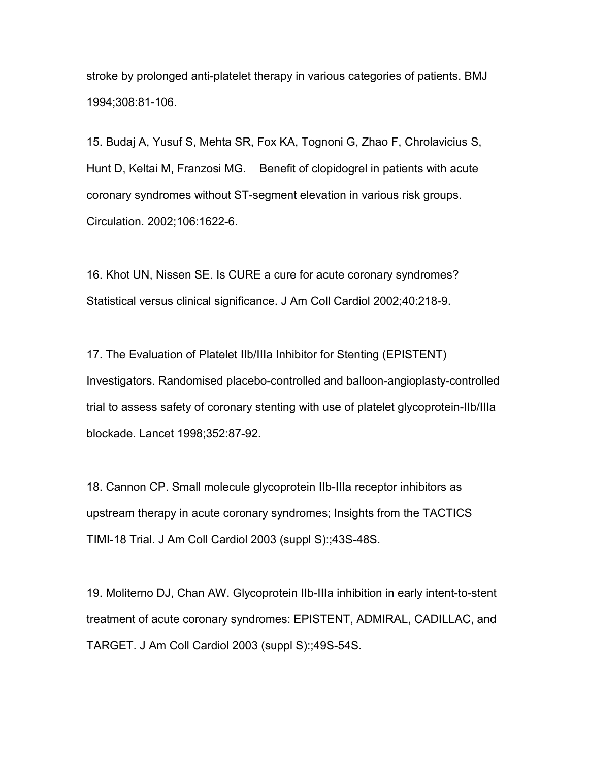stroke by prolonged anti-platelet therapy in various categories of patients. BMJ 1994;308:81-106.

15. Budaj A, Yusuf S, Mehta SR, Fox KA, Tognoni G, Zhao F, Chrolavicius S, Hunt D, Keltai M, Franzosi MG. Benefit of clopidogrel in patients with acute coronary syndromes without ST-segment elevation in various risk groups. Circulation. 2002;106:1622-6.

16. Khot UN, Nissen SE. Is CURE a cure for acute coronary syndromes? Statistical versus clinical significance. J Am Coll Cardiol 2002;40:218-9.

17. The Evaluation of Platelet IIb/IIIa Inhibitor for Stenting (EPISTENT) Investigators. Randomised placebo-controlled and balloon-angioplasty-controlled trial to assess safety of coronary stenting with use of platelet glycoprotein-IIb/IIIa blockade. Lancet 1998;352:87-92.

18. Cannon CP. Small molecule glycoprotein IIb-IIIa receptor inhibitors as upstream therapy in acute coronary syndromes; Insights from the TACTICS TIMI-18 Trial. J Am Coll Cardiol 2003 (suppl S):;43S-48S.

19. Moliterno DJ, Chan AW. Glycoprotein IIb-IIIa inhibition in early intent-to-stent treatment of acute coronary syndromes: EPISTENT, ADMIRAL, CADILLAC, and TARGET. J Am Coll Cardiol 2003 (suppl S):;49S-54S.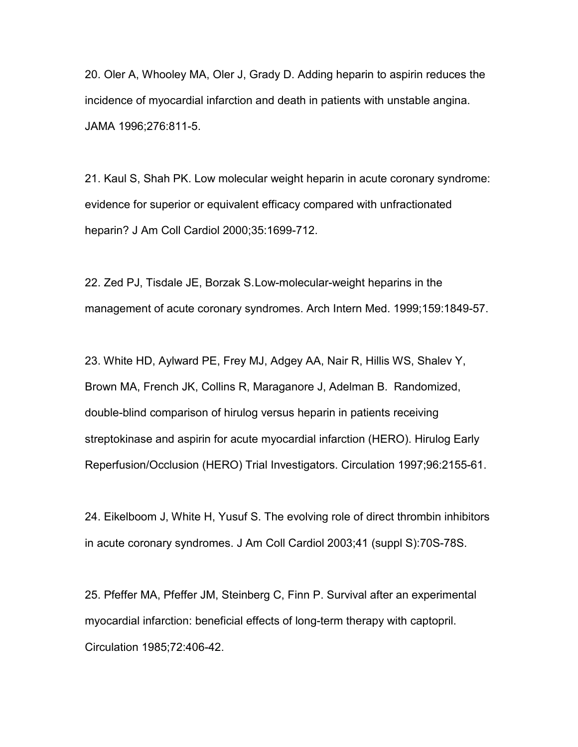20. Oler A, Whooley MA, Oler J, Grady D. Adding heparin to aspirin reduces the incidence of myocardial infarction and death in patients with unstable angina. JAMA 1996;276:811-5.

21. Kaul S, Shah PK. Low molecular weight heparin in acute coronary syndrome: evidence for superior or equivalent efficacy compared with unfractionated heparin? J Am Coll Cardiol 2000;35:1699-712.

22. Zed PJ, Tisdale JE, Borzak S.Low-molecular-weight heparins in the management of acute coronary syndromes. Arch Intern Med. 1999;159:1849-57.

23. White HD, Aylward PE, Frey MJ, Adgey AA, Nair R, Hillis WS, Shalev Y, Brown MA, French JK, Collins R, Maraganore J, Adelman B. Randomized, double-blind comparison of hirulog versus heparin in patients receiving streptokinase and aspirin for acute myocardial infarction (HERO). Hirulog Early Reperfusion/Occlusion (HERO) Trial Investigators. Circulation 1997;96:2155-61.

24. Eikelboom J, White H, Yusuf S. The evolving role of direct thrombin inhibitors in acute coronary syndromes. J Am Coll Cardiol 2003;41 (suppl S):70S-78S.

25. Pfeffer MA, Pfeffer JM, Steinberg C, Finn P. Survival after an experimental myocardial infarction: beneficial effects of long-term therapy with captopril. Circulation 1985;72:406-42.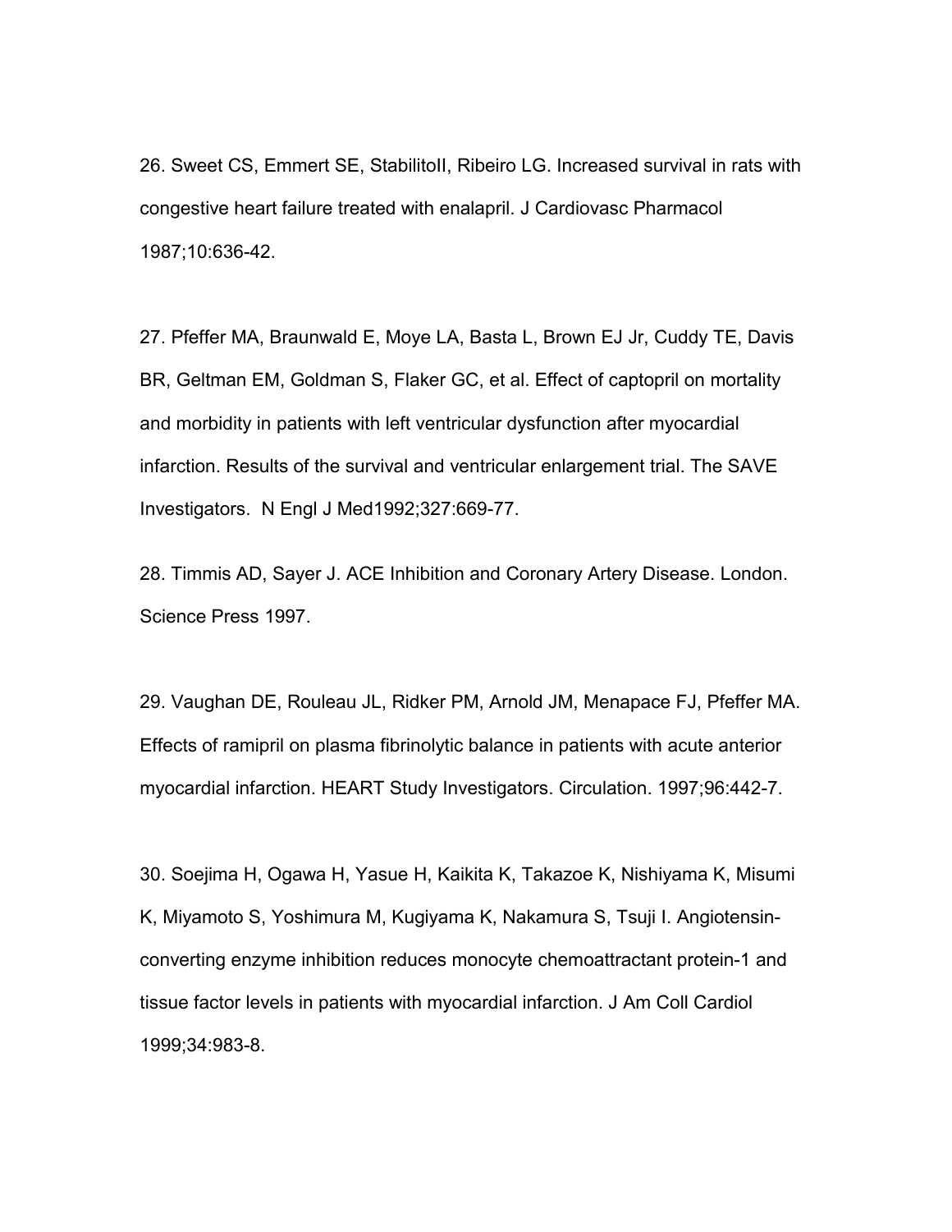26. Sweet CS, Emmert SE, StabilitoII, Ribeiro LG. Increased survival in rats with congestive heart failure treated with enalapril. J Cardiovasc Pharmacol 1987;10:636-42.

27. Pfeffer MA, Braunwald E, Moye LA, Basta L, Brown EJ Jr, Cuddy TE, Davis BR, Geltman EM, Goldman S, Flaker GC, et al. Effect of captopril on mortality and morbidity in patients with left ventricular dysfunction after myocardial infarction. Results of the survival and ventricular enlargement trial. The SAVE Investigators. N Engl J Med1992;327:669-77.

28. Timmis AD, Sayer J. ACE Inhibition and Coronary Artery Disease. London. Science Press 1997.

29. Vaughan DE, Rouleau JL, Ridker PM, Arnold JM, Menapace FJ, Pfeffer MA. Effects of ramipril on plasma fibrinolytic balance in patients with acute anterior myocardial infarction. HEART Study Investigators. Circulation. 1997;96:442-7.

30. Soejima H, Ogawa H, Yasue H, Kaikita K, Takazoe K, Nishiyama K, Misumi K, Miyamoto S, Yoshimura M, Kugiyama K, Nakamura S, Tsuji I. Angiotensin-converting enzyme inhibition reduces monocyte chemoattractant protein-1 and tissue factor levels in patients with myocardial infarction. J Am Coll Cardiol 1999;34:983-8.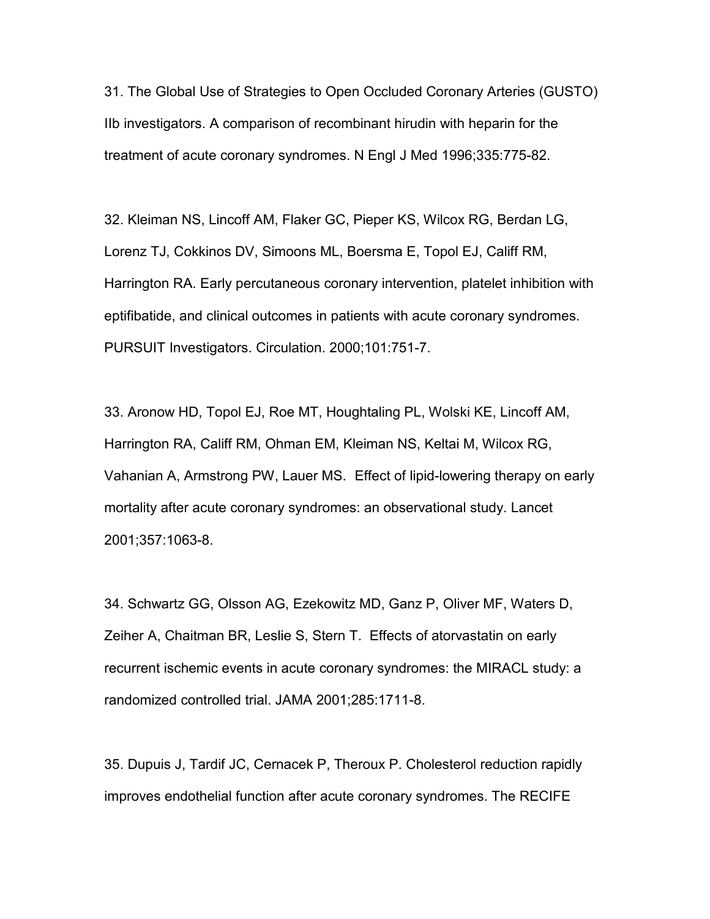31. The Global Use of Strategies to Open Occluded Coronary Arteries (GUSTO) IIb investigators. A comparison of recombinant hirudin with heparin for the treatment of acute coronary syndromes. N Engl J Med 1996;335:775-82.

32. Kleiman NS, Lincoff AM, Flaker GC, Pieper KS, Wilcox RG, Berdan LG, Lorenz TJ, Cokkinos DV, Simoons ML, Boersma E, Topol EJ, Califf RM, Harrington RA. Early percutaneous coronary intervention, platelet inhibition with eptifibatide, and clinical outcomes in patients with acute coronary syndromes. PURSUIT Investigators. Circulation. 2000;101:751-7.

33. Aronow HD, Topol EJ, Roe MT, Houghtaling PL, Wolski KE, Lincoff AM, Harrington RA, Califf RM, Ohman EM, Kleiman NS, Keltai M, Wilcox RG, Vahanian A, Armstrong PW, Lauer MS. Effect of lipid-lowering therapy on early mortality after acute coronary syndromes: an observational study. Lancet 2001;357:1063-8.

34. Schwartz GG, Olsson AG, Ezekowitz MD, Ganz P, Oliver MF, Waters D, Zeiher A, Chaitman BR, Leslie S, Stern T. Effects of atorvastatin on early recurrent ischemic events in acute coronary syndromes: the MIRACL study: a randomized controlled trial. JAMA 2001;285:1711-8.

35. Dupuis J, Tardif JC, Cernacek P, Theroux P. Cholesterol reduction rapidly improves endothelial function after acute coronary syndromes. The RECIFE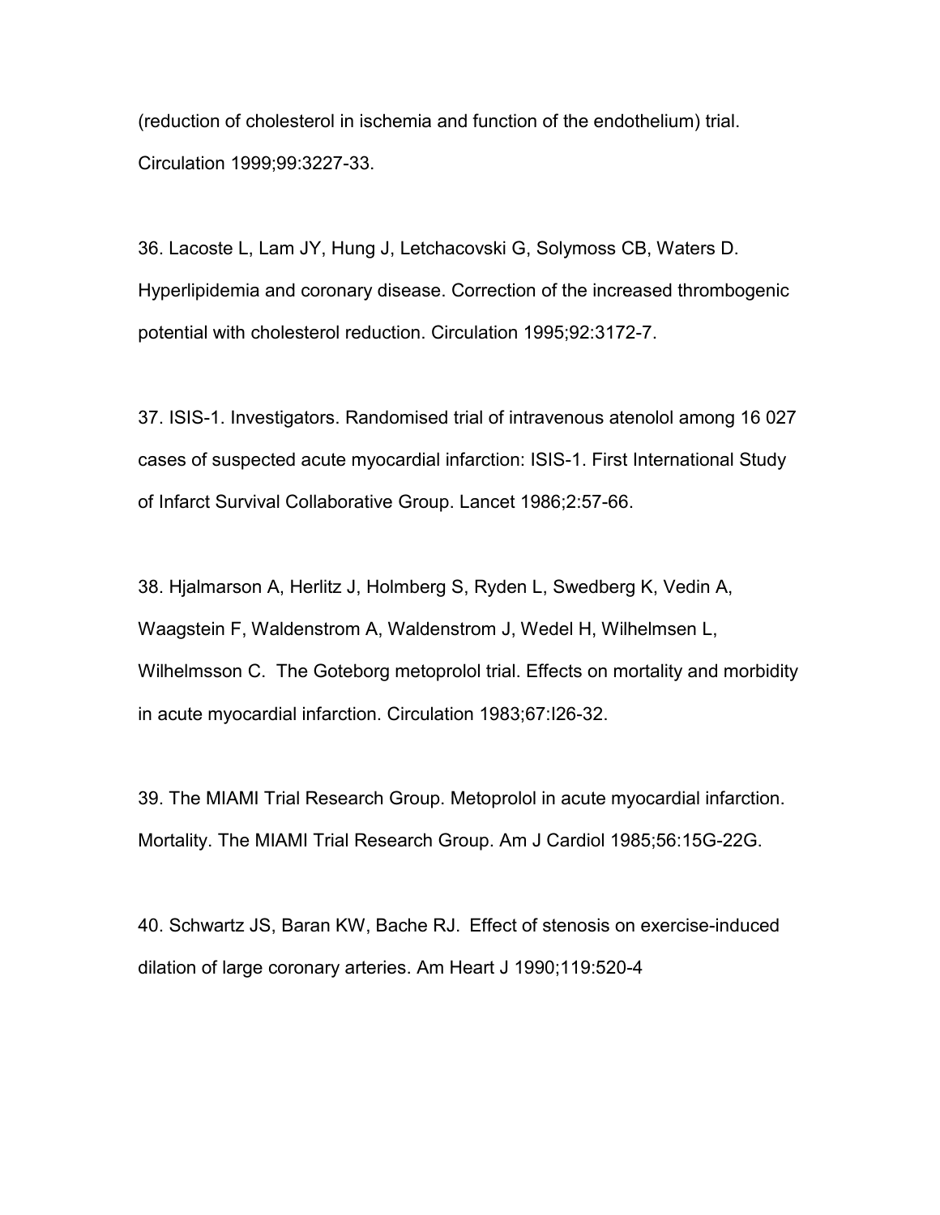(reduction of cholesterol in ischemia and function of the endothelium) trial. Circulation 1999;99:3227-33.

36. Lacoste L, Lam JY, Hung J, Letchacovski G, Solymoss CB, Waters D. Hyperlipidemia and coronary disease. Correction of the increased thrombogenic potential with cholesterol reduction. Circulation 1995;92:3172-7.

37. ISIS-1. Investigators. Randomised trial of intravenous atenolol among 16 027 cases of suspected acute myocardial infarction: ISIS-1. First International Study of Infarct Survival Collaborative Group. Lancet 1986;2:57-66.

38. Hjalmarson A, Herlitz J, Holmberg S, Ryden L, Swedberg K, Vedin A, Waagstein F, Waldenstrom A, Waldenstrom J, Wedel H, Wilhelmsen L, Wilhelmsson C. The Goteborg metoprolol trial. Effects on mortality and morbidity in acute myocardial infarction. Circulation 1983;67:I26-32.

39. The MIAMI Trial Research Group. Metoprolol in acute myocardial infarction. Mortality. The MIAMI Trial Research Group. Am J Cardiol 1985;56:15G-22G.

40. Schwartz JS, Baran KW, Bache RJ. Effect of stenosis on exercise-induced dilation of large coronary arteries. Am Heart J 1990;119:520-4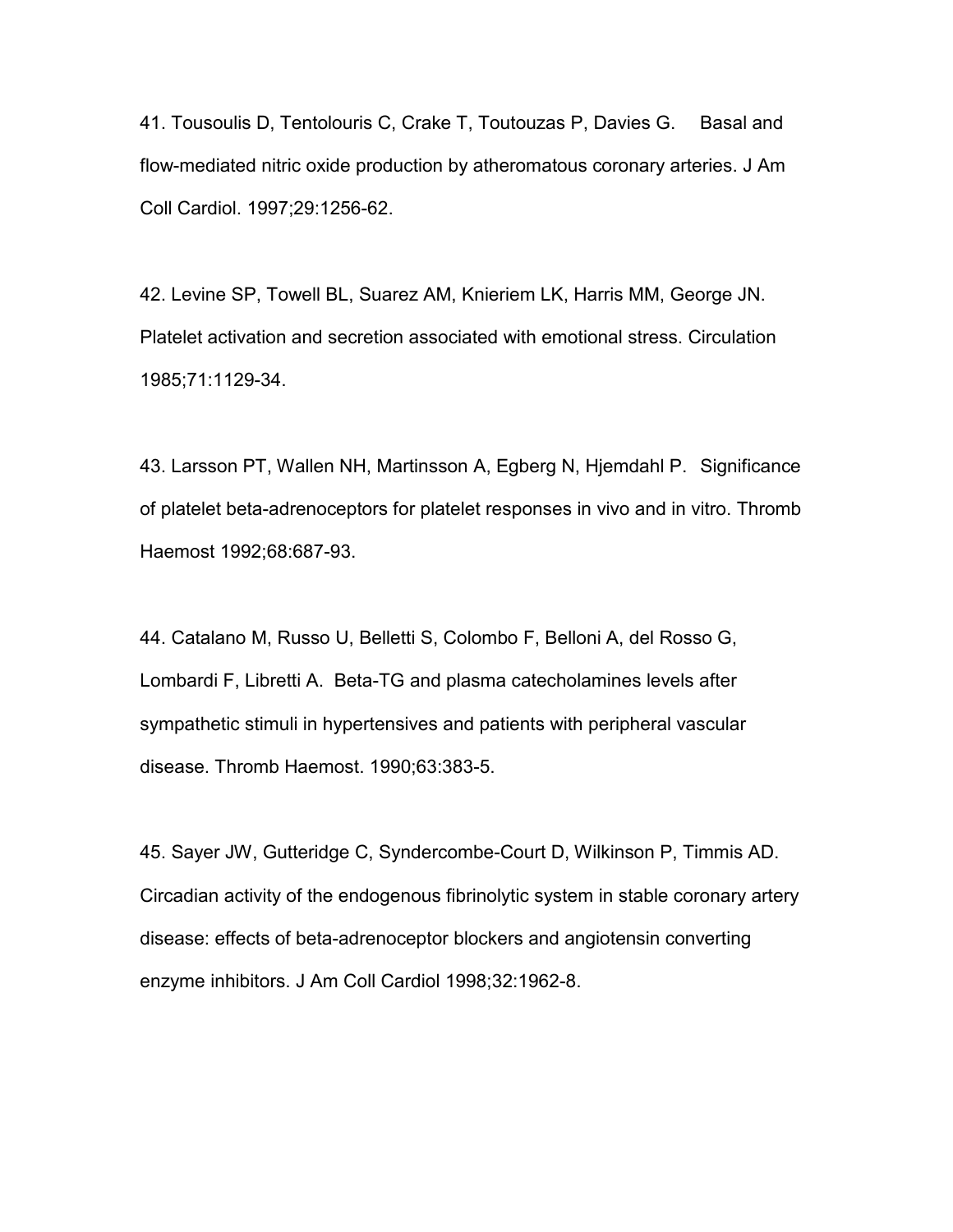41. Tousoulis D, Tentolouris C, Crake T, Toutouzas P, Davies G. Basal and flow-mediated nitric oxide production by atheromatous coronary arteries. J Am Coll Cardiol. 1997;29:1256-62.

42. Levine SP, Towell BL, Suarez AM, Knieriem LK, Harris MM, George JN. Platelet activation and secretion associated with emotional stress. Circulation 1985;71:1129-34.

43. Larsson PT, Wallen NH, Martinsson A, Egberg N, Hjemdahl P. Significance of platelet beta-adrenoceptors for platelet responses in vivo and in vitro. Thromb Haemost 1992;68:687-93.

44. Catalano M, Russo U, Belletti S, Colombo F, Belloni A, del Rosso G, Lombardi F, Libretti A. Beta-TG and plasma catecholamines levels after sympathetic stimuli in hypertensives and patients with peripheral vascular disease. Thromb Haemost. 1990;63:383-5.

45. Sayer JW, Gutteridge C, Syndercombe-Court D, Wilkinson P, Timmis AD. Circadian activity of the endogenous fibrinolytic system in stable coronary artery disease: effects of beta-adrenoceptor blockers and angiotensin converting enzyme inhibitors. J Am Coll Cardiol 1998;32:1962-8.